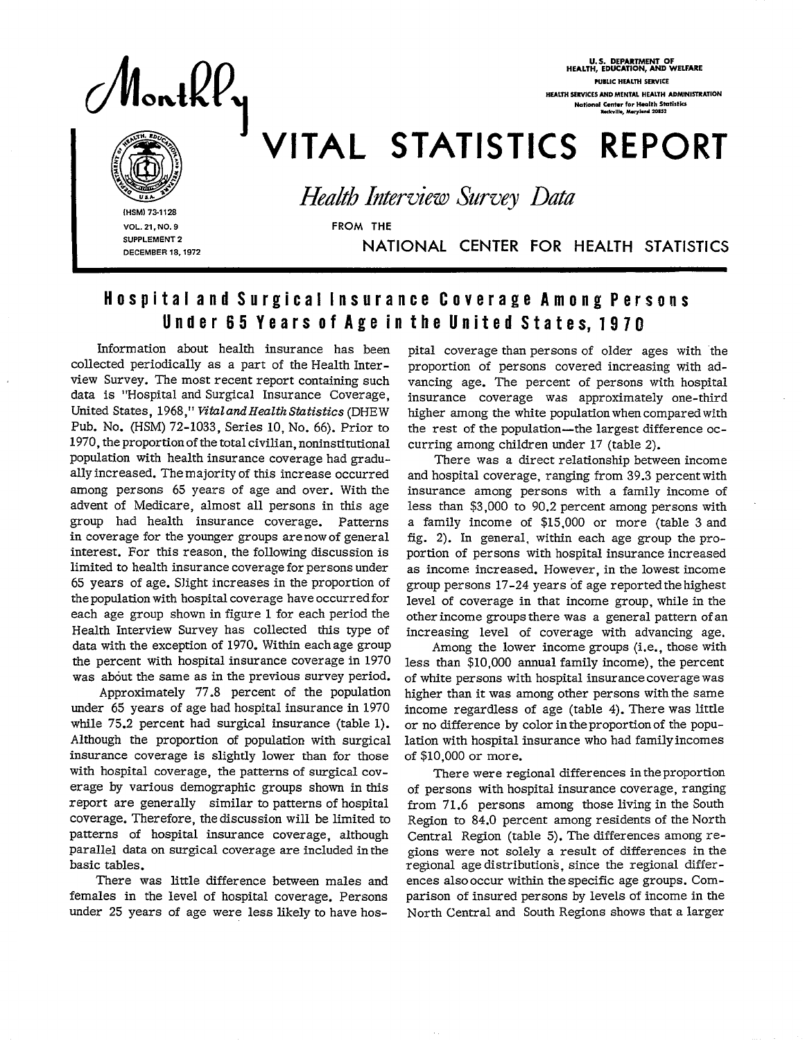# Monthly VITAL STATISTICS REPORT

U.S. DEPARTMENT OF HEALTH, EDUCATION, AND WELFARE
PUBLIC HEALTH SERVICE
HEALTH SERVICES AND MENTAL HEALTH ADMINISTRATION
National Center for Health Statistics
Rockville, Maryland 20852

*Health Interview Survey Data*

FROM THE NATIONAL CENTER FOR HEALTH STATISTICS

(HSM) 73-1128
VOL. 21, NO. 9
SUPPLEMENT 2
DECEMBER 18, 1972

## Hospital and Surgical Insurance Coverage Among Persons Under 65 Years of Age in the United States, 1970

Information about health insurance has been collected periodically as a part of the Health Interview Survey. The most recent report containing such data is "Hospital and Surgical Insurance Coverage, United States, 1968," *Vital and Health Statistics* (DHEW Pub. No. (HSM) 72-1033, Series 10, No. 66). Prior to 1970, the proportion of the total civilian, noninstitutional population with health insurance coverage had gradually increased. The majority of this increase occurred among persons 65 years of age and over. With the advent of Medicare, almost all persons in this age group had health insurance coverage. Patterns in coverage for the younger groups are now of general interest. For this reason, the following discussion is limited to health insurance coverage for persons under 65 years of age. Slight increases in the proportion of the population with hospital coverage have occurred for each age group shown in figure 1 for each period the Health Interview Survey has collected this type of data with the exception of 1970. Within each age group the percent with hospital insurance coverage in 1970 was about the same as in the previous survey period.

Approximately 77.8 percent of the population under 65 years of age had hospital insurance in 1970 while 75.2 percent had surgical insurance (table 1). Although the proportion of population with surgical insurance coverage is slightly lower than for those with hospital coverage, the patterns of surgical coverage by various demographic groups shown in this report are generally similar to patterns of hospital coverage. Therefore, the discussion will be limited to patterns of hospital insurance coverage, although parallel data on surgical coverage are included in the basic tables.

There was little difference between males and females in the level of hospital coverage. Persons under 25 years of age were less likely to have hospital coverage than persons of older ages with the proportion of persons covered increasing with advancing age. The percent of persons with hospital insurance coverage was approximately one-third higher among the white population when compared with the rest of the population—the largest difference occurring among children under 17 (table 2).

There was a direct relationship between income and hospital coverage, ranging from 39.3 percent with insurance among persons with a family income of less than $3,000 to 90.2 percent among persons with a family income of $15,000 or more (table 3 and fig. 2). In general, within each age group the proportion of persons with hospital insurance increased as income increased. However, in the lowest income group persons 17-24 years of age reported the highest level of coverage in that income group, while in the other income groups there was a general pattern of an increasing level of coverage with advancing age.

Among the lower income groups (i.e., those with less than $10,000 annual family income), the percent of white persons with hospital insurance coverage was higher than it was among other persons with the same income regardless of age (table 4). There was little or no difference by color in the proportion of the population with hospital insurance who had family incomes of $10,000 or more.

There were regional differences in the proportion of persons with hospital insurance coverage, ranging from 71.6 persons among those living in the South Region to 84.0 percent among residents of the North Central Region (table 5). The differences among regions were not solely a result of differences in the regional age distributions, since the regional differences also occur within the specific age groups. Comparison of insured persons by levels of income in the North Central and South Regions shows that a larger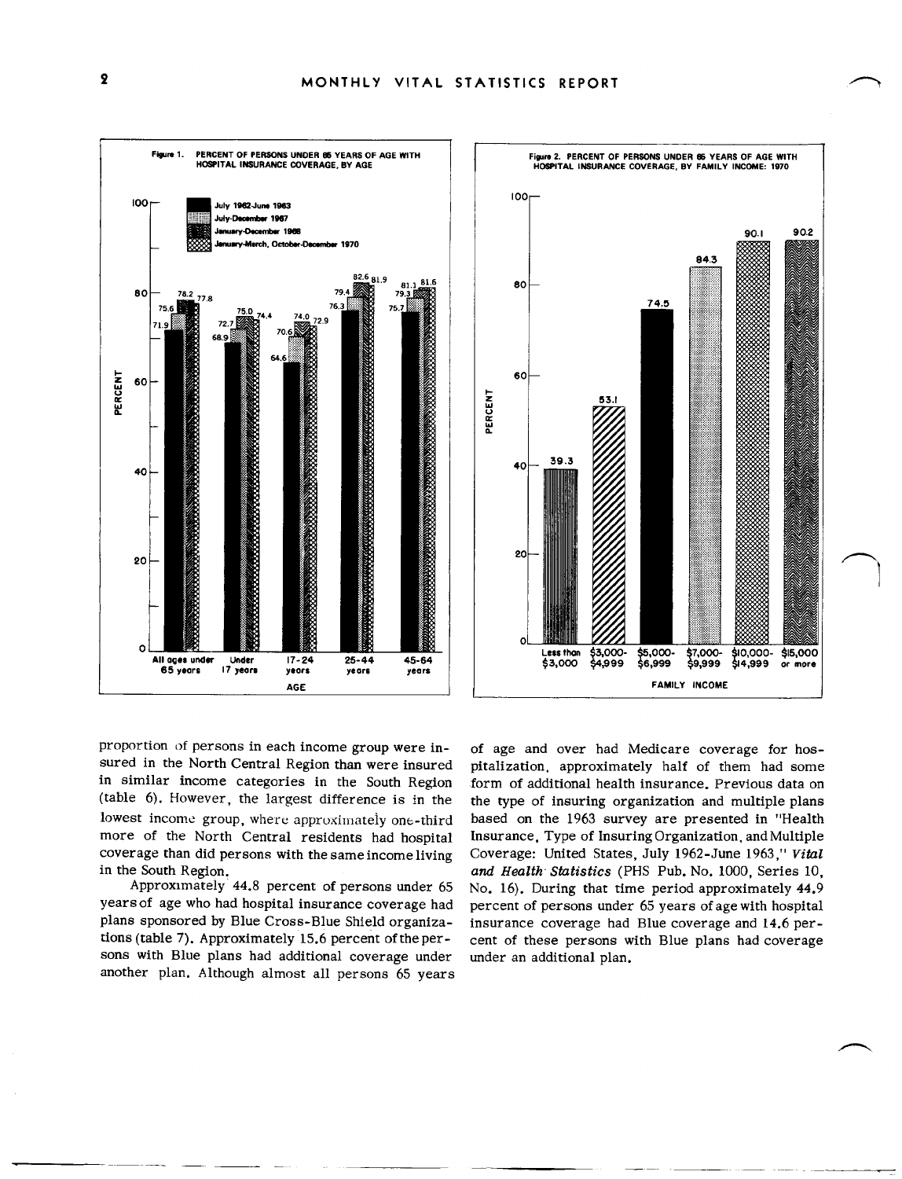Figure 1. PERCENT OF PERSONS UNDER 65 YEARS OF AGE WITH HOSPITAL INSURANCE COVERAGE, BY AGE

Figure 2. PERCENT OF PERSONS UNDER 65 YEARS OF AGE WITH HOSPITAL INSURANCE COVERAGE, BY FAMILY INCOME: 1970

proportion of persons in each income group were insured in the North Central Region than were insured in similar income categories in the South Region (table 6). However, the largest difference is in the lowest income group, where approximately one-third more of the North Central residents had hospital coverage than did persons with the same income living in the South Region.

Approximately 44.8 percent of persons under 65 years of age who had hospital insurance coverage had plans sponsored by Blue Cross-Blue Shield organizations (table 7). Approximately 15.6 percent of the persons with Blue plans had additional coverage under another plan. Although almost all persons 65 years of age and over had Medicare coverage for hospitalization, approximately half of them had some form of additional health insurance. Previous data on the type of insuring organization and multiple plans based on the 1963 survey are presented in "Health Insurance, Type of Insuring Organization, and Multiple Coverage: United States, July 1962-June 1963," *Vital and Health Statistics* (PHS Pub. No. 1000, Series 10, No. 16). During that time period approximately 44.9 percent of persons under 65 years of age with hospital insurance coverage had Blue coverage and 14.6 percent of these persons with Blue plans had coverage under an additional plan.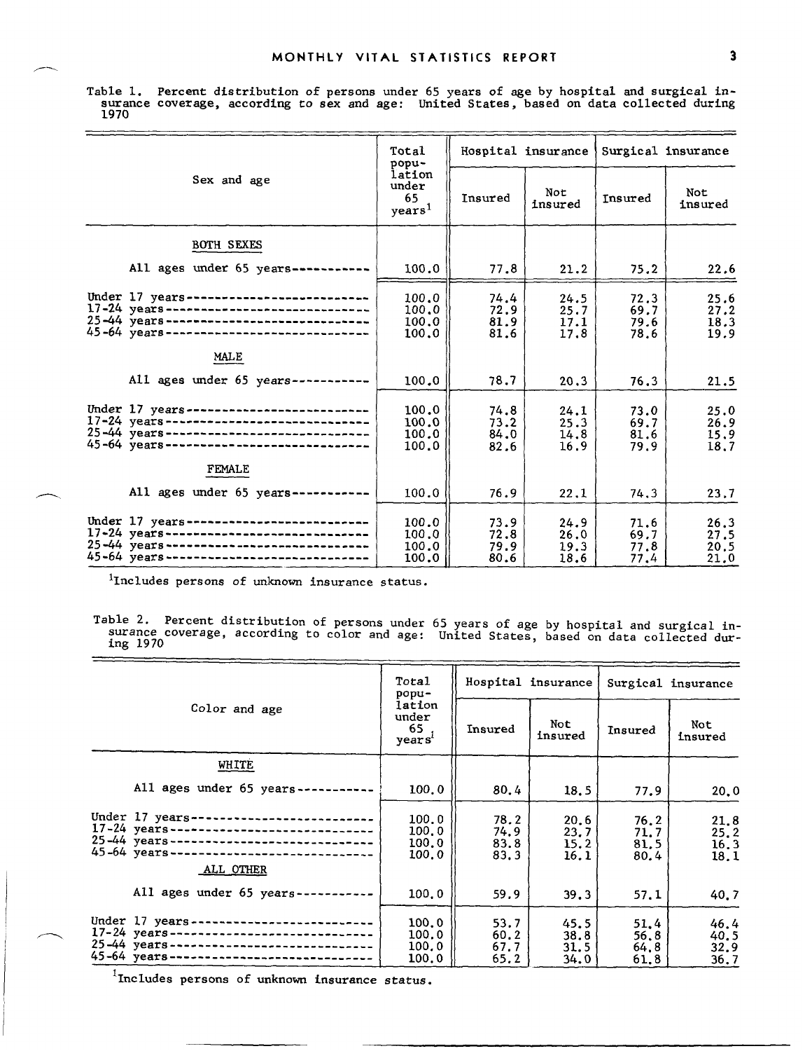Table 1. Percent distribution of persons under 65 years of age by hospital and surgical insurance coverage, according to sex and age: United States, based on data collected during 1970

| Sex and age | Total population under 65 years[1] | Hospital insurance | | Surgical insurance | |
|---|---|---|---|---|---|
| | | Insured | Not insured | Insured | Not insured |
| BOTH SEXES | | | | | |
| All ages under 65 years | 100.0 | 77.8 | 21.2 | 75.2 | 22.6 |
| Under 17 years | 100.0 | 74.4 | 24.5 | 72.3 | 25.6 |
| 17-24 years | 100.0 | 72.9 | 25.7 | 69.7 | 27.2 |
| 25-44 years | 100.0 | 81.9 | 17.1 | 79.6 | 18.3 |
| 45-64 years | 100.0 | 81.6 | 17.8 | 78.6 | 19.9 |
| MALE | | | | | |
| All ages under 65 years | 100.0 | 78.7 | 20.3 | 76.3 | 21.5 |
| Under 17 years | 100.0 | 74.8 | 24.1 | 73.0 | 25.0 |
| 17-24 years | 100.0 | 73.2 | 25.3 | 69.7 | 26.9 |
| 25-44 years | 100.0 | 84.0 | 14.8 | 81.6 | 15.9 |
| 45-64 years | 100.0 | 82.6 | 16.9 | 79.9 | 18.7 |
| FEMALE | | | | | |
| All ages under 65 years | 100.0 | 76.9 | 22.1 | 74.3 | 23.7 |
| Under 17 years | 100.0 | 73.9 | 24.9 | 71.6 | 26.3 |
| 17-24 years | 100.0 | 72.8 | 26.0 | 69.7 | 27.5 |
| 25-44 years | 100.0 | 79.9 | 19.3 | 77.8 | 20.5 |
| 45-64 years | 100.0 | 80.6 | 18.6 | 77.4 | 21.0 |

[1]Includes persons of unknown insurance status.

Table 2. Percent distribution of persons under 65 years of age by hospital and surgical insurance coverage, according to color and age: United States, based on data collected during 1970

| Color and age | Total population under 65 years[1] | Hospital insurance | | Surgical insurance | |
|---|---|---|---|---|---|
| | | Insured | Not insured | Insured | Not insured |
| WHITE | | | | | |
| All ages under 65 years | 100.0 | 80.4 | 18.5 | 77.9 | 20.0 |
| Under 17 years | 100.0 | 78.2 | 20.6 | 76.2 | 21.8 |
| 17-24 years | 100.0 | 74.9 | 23.7 | 71.7 | 25.2 |
| 25-44 years | 100.0 | 83.8 | 15.2 | 81.5 | 16.3 |
| 45-64 years | 100.0 | 83.3 | 16.1 | 80.4 | 18.1 |
| ALL OTHER | | | | | |
| All ages under 65 years | 100.0 | 59.9 | 39.3 | 57.1 | 40.7 |
| Under 17 years | 100.0 | 53.7 | 45.5 | 51.4 | 46.4 |
| 17-24 years | 100.0 | 60.2 | 38.8 | 56.8 | 40.5 |
| 25-44 years | 100.0 | 67.7 | 31.5 | 64.8 | 32.9 |
| 45-64 years | 100.0 | 65.2 | 34.0 | 61.8 | 36.7 |

[1]Includes persons of unknown insurance status.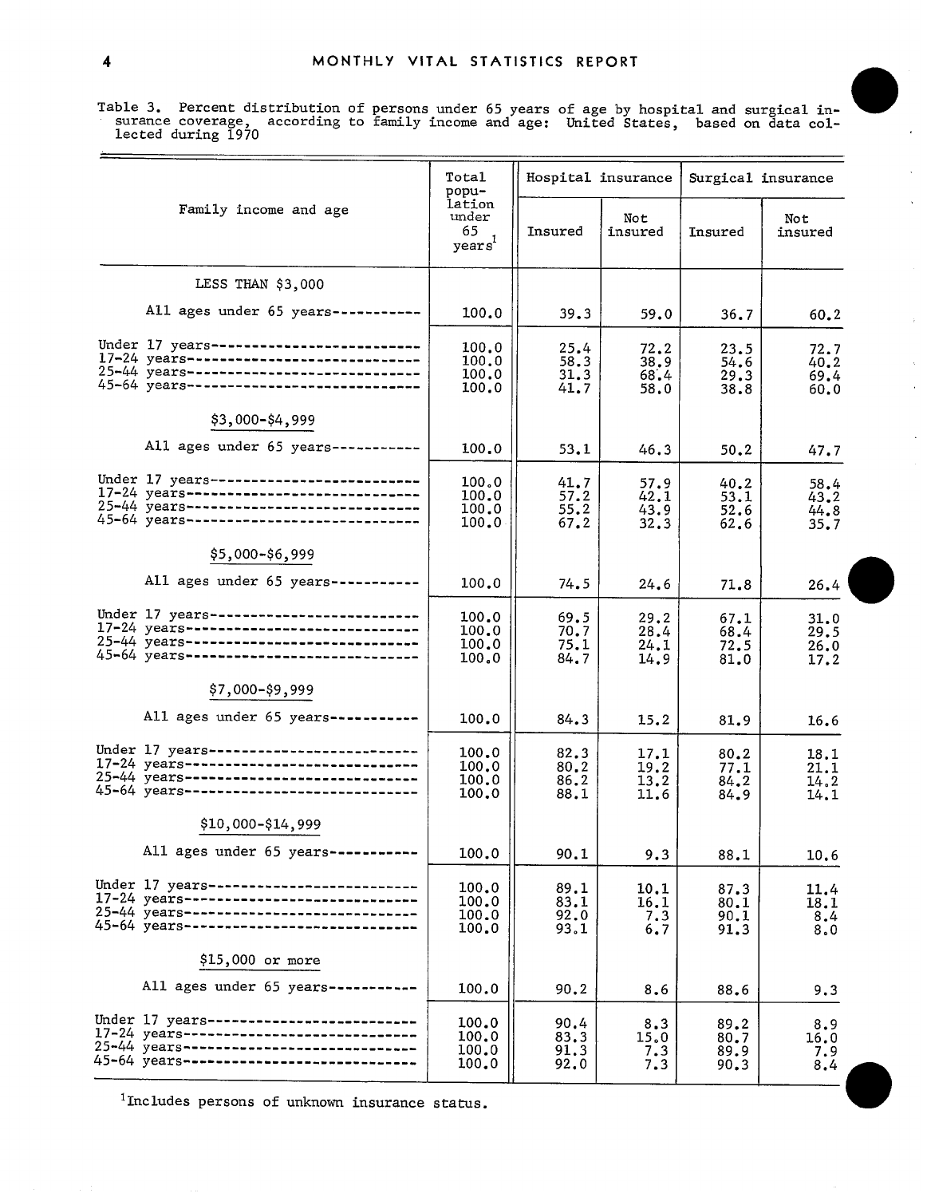Table 3. Percent distribution of persons under 65 years of age by hospital and surgical insurance coverage, according to family income and age: United States, based on data collected during 1970

| Family income and age | Total population under 65 years[1] | Hospital insurance | | Surgical insurance | |
|---|---|---|---|---|---|
| | | Insured | Not insured | Insured | Not insured |
| **LESS THAN $3,000** | | | | | |
| All ages under 65 years | 100.0 | 39.3 | 59.0 | 36.7 | 60.2 |
| Under 17 years | 100.0 | 25.4 | 72.2 | 23.5 | 72.7 |
| 17-24 years | 100.0 | 58.3 | 38.9 | 54.6 | 40.2 |
| 25-44 years | 100.0 | 31.3 | 68.4 | 29.3 | 69.4 |
| 45-64 years | 100.0 | 41.7 | 58.0 | 38.8 | 60.0 |
| **$3,000-$4,999** | | | | | |
| All ages under 65 years | 100.0 | 53.1 | 46.3 | 50.2 | 47.7 |
| Under 17 years | 100.0 | 41.7 | 57.9 | 40.2 | 58.4 |
| 17-24 years | 100.0 | 57.2 | 42.1 | 53.1 | 43.2 |
| 25-44 years | 100.0 | 55.2 | 43.9 | 52.6 | 44.8 |
| 45-64 years | 100.0 | 67.2 | 32.3 | 62.6 | 35.7 |
| **$5,000-$6,999** | | | | | |
| All ages under 65 years | 100.0 | 74.5 | 24.6 | 71.8 | 26.4 |
| Under 17 years | 100.0 | 69.5 | 29.2 | 67.1 | 31.0 |
| 17-24 years | 100.0 | 70.7 | 28.4 | 68.4 | 29.5 |
| 25-44 years | 100.0 | 75.1 | 24.1 | 72.5 | 26.0 |
| 45-64 years | 100.0 | 84.7 | 14.9 | 81.0 | 17.2 |
| **$7,000-$9,999** | | | | | |
| All ages under 65 years | 100.0 | 84.3 | 15.2 | 81.9 | 16.6 |
| Under 17 years | 100.0 | 82.3 | 17.1 | 80.2 | 18.1 |
| 17-24 years | 100.0 | 80.2 | 19.2 | 77.1 | 21.1 |
| 25-44 years | 100.0 | 86.2 | 13.2 | 84.2 | 14.2 |
| 45-64 years | 100.0 | 88.1 | 11.6 | 84.9 | 14.1 |
| **$10,000-$14,999** | | | | | |
| All ages under 65 years | 100.0 | 90.1 | 9.3 | 88.1 | 10.6 |
| Under 17 years | 100.0 | 89.1 | 10.1 | 87.3 | 11.4 |
| 17-24 years | 100.0 | 83.1 | 16.1 | 80.1 | 18.1 |
| 25-44 years | 100.0 | 92.0 | 7.3 | 90.1 | 8.4 |
| 45-64 years | 100.0 | 93.1 | 6.7 | 91.3 | 8.0 |
| **$15,000 or more** | | | | | |
| All ages under 65 years | 100.0 | 90.2 | 8.6 | 88.6 | 9.3 |
| Under 17 years | 100.0 | 90.4 | 8.3 | 89.2 | 8.9 |
| 17-24 years | 100.0 | 83.3 | 15.0 | 80.7 | 16.0 |
| 25-44 years | 100.0 | 91.3 | 7.3 | 89.9 | 7.9 |
| 45-64 years | 100.0 | 92.0 | 7.3 | 90.3 | 8.4 |

[1]Includes persons of unknown insurance status.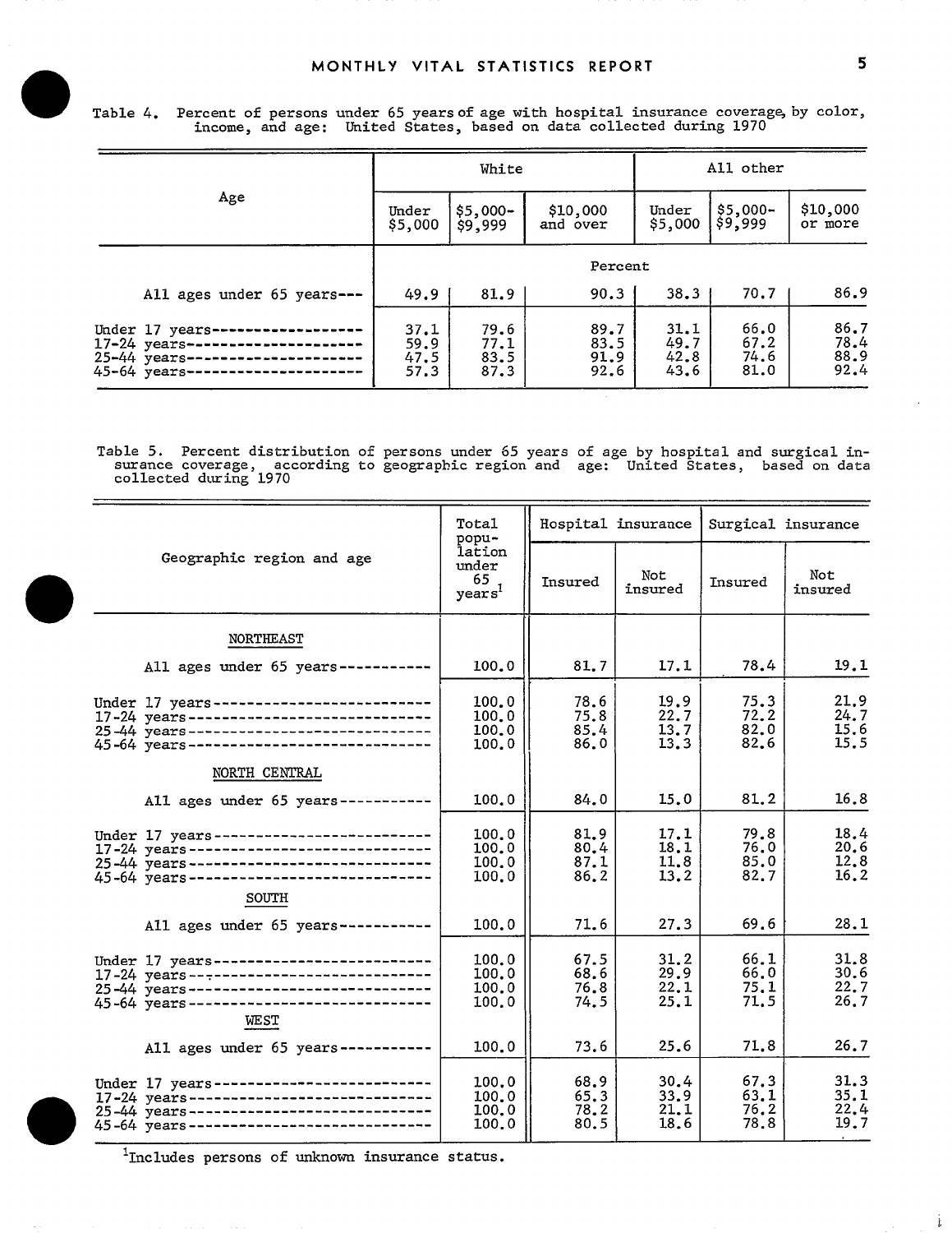Table 4. Percent of persons under 65 years of age with hospital insurance coverage, by color, income, and age: United States, based on data collected during 1970

| Age | White | | | All other | | |
|---|---|---|---|---|---|---|
| | Under $5,000 | $5,000-$9,999 | $10,000 and over | Under $5,000 | $5,000-$9,999 | $10,000 or more |
| | Percent | | | | | |
| All ages under 65 years | 49.9 | 81.9 | 90.3 | 38.3 | 70.7 | 86.9 |
| Under 17 years | 37.1 | 79.6 | 89.7 | 31.1 | 66.0 | 86.7 |
| 17-24 years | 59.9 | 77.1 | 83.5 | 49.7 | 67.2 | 78.4 |
| 25-44 years | 47.5 | 83.5 | 91.9 | 42.8 | 74.6 | 88.9 |
| 45-64 years | 57.3 | 87.3 | 92.6 | 43.6 | 81.0 | 92.4 |

Table 5. Percent distribution of persons under 65 years of age by hospital and surgical insurance coverage, according to geographic region and age: United States, based on data collected during 1970

| Geographic region and age | Total population under 65 years[1] | Hospital insurance | | Surgical insurance | |
|---|---|---|---|---|---|
| | | Insured | Not insured | Insured | Not insured |
| NORTHEAST | | | | | |
| All ages under 65 years | 100.0 | 81.7 | 17.1 | 78.4 | 19.1 |
| Under 17 years | 100.0 | 78.6 | 19.9 | 75.3 | 21.9 |
| 17-24 years | 100.0 | 75.8 | 22.7 | 72.2 | 24.7 |
| 25-44 years | 100.0 | 85.4 | 13.7 | 82.0 | 15.6 |
| 45-64 years | 100.0 | 86.0 | 13.3 | 82.6 | 15.5 |
| NORTH CENTRAL | | | | | |
| All ages under 65 years | 100.0 | 84.0 | 15.0 | 81.2 | 16.8 |
| Under 17 years | 100.0 | 81.9 | 17.1 | 79.8 | 18.4 |
| 17-24 years | 100.0 | 80.4 | 18.1 | 76.0 | 20.6 |
| 25-44 years | 100.0 | 87.1 | 11.8 | 85.0 | 12.8 |
| 45-64 years | 100.0 | 86.2 | 13.2 | 82.7 | 16.2 |
| SOUTH | | | | | |
| All ages under 65 years | 100.0 | 71.6 | 27.3 | 69.6 | 28.1 |
| Under 17 years | 100.0 | 67.5 | 31.2 | 66.1 | 31.8 |
| 17-24 years | 100.0 | 68.6 | 29.9 | 66.0 | 30.6 |
| 25-44 years | 100.0 | 76.8 | 22.1 | 75.1 | 22.7 |
| 45-64 years | 100.0 | 74.5 | 25.1 | 71.5 | 26.7 |
| WEST | | | | | |
| All ages under 65 years | 100.0 | 73.6 | 25.6 | 71.8 | 26.7 |
| Under 17 years | 100.0 | 68.9 | 30.4 | 67.3 | 31.3 |
| 17-24 years | 100.0 | 65.3 | 33.9 | 63.1 | 35.1 |
| 25-44 years | 100.0 | 78.2 | 21.1 | 76.2 | 22.4 |
| 45-64 years | 100.0 | 80.5 | 18.6 | 78.8 | 19.7 |

[1]Includes persons of unknown insurance status.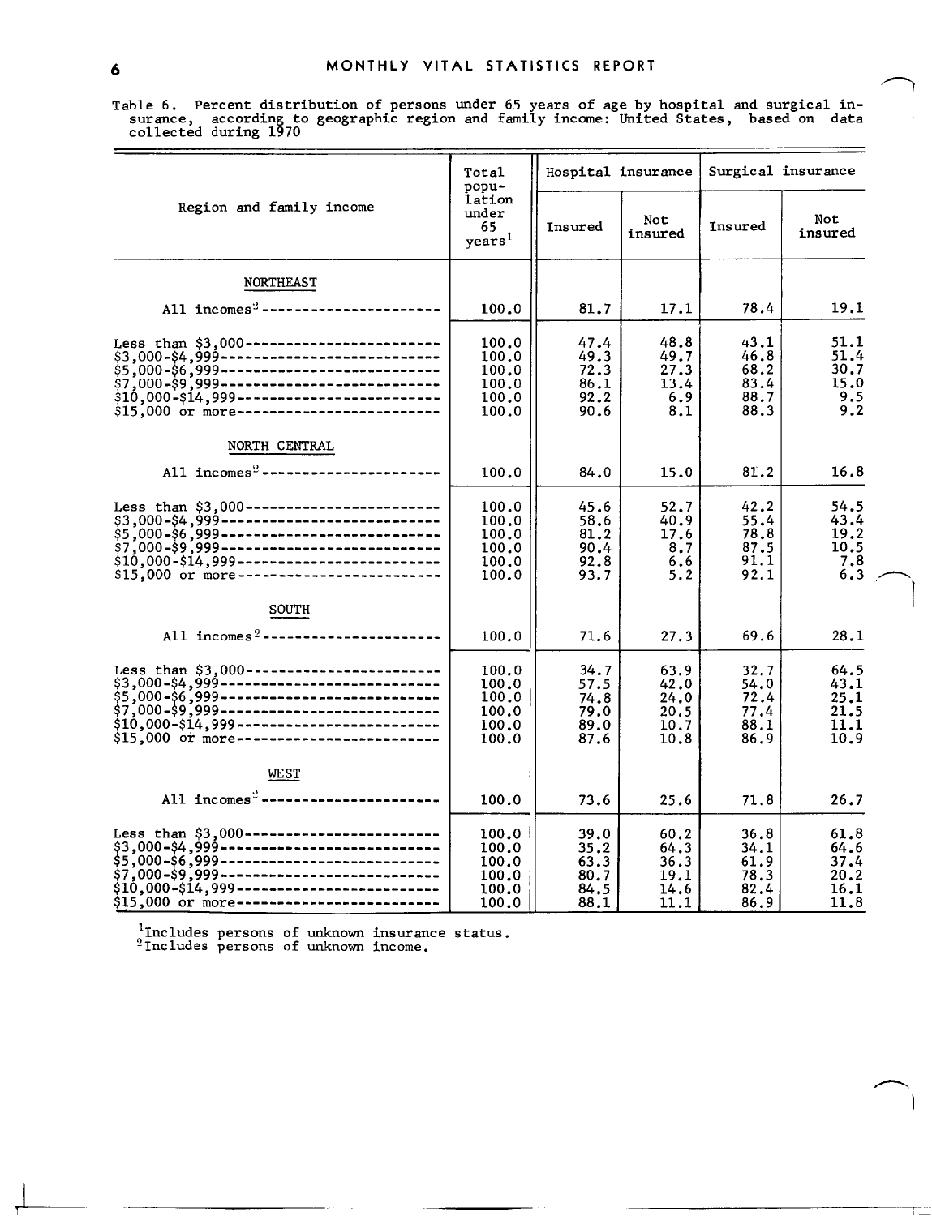Table 6. Percent distribution of persons under 65 years of age by hospital and surgical insurance, according to geographic region and family income: United States, based on data collected during 1970

| Region and family income | Total population under 65 years[1] | Hospital insurance | | Surgical insurance | |
|---|---|---|---|---|---|
| | | Insured | Not insured | Insured | Not insured |
| NORTHEAST | | | | | |
| All incomes[2] | 100.0 | 81.7 | 17.1 | 78.4 | 19.1 |
| Less than $3,000 | 100.0 | 47.4 | 48.8 | 43.1 | 51.1 |
| $3,000-$4,999 | 100.0 | 49.3 | 49.7 | 46.8 | 51.4 |
| $5,000-$6,999 | 100.0 | 72.3 | 27.3 | 68.2 | 30.7 |
| $7,000-$9,999 | 100.0 | 86.1 | 13.4 | 83.4 | 15.0 |
| $10,000-$14,999 | 100.0 | 92.2 | 6.9 | 88.7 | 9.5 |
| $15,000 or more | 100.0 | 90.6 | 8.1 | 88.3 | 9.2 |
| NORTH CENTRAL | | | | | |
| All incomes[2] | 100.0 | 84.0 | 15.0 | 81.2 | 16.8 |
| Less than $3,000 | 100.0 | 45.6 | 52.7 | 42.2 | 54.5 |
| $3,000-$4,999 | 100.0 | 58.6 | 40.9 | 55.4 | 43.4 |
| $5,000-$6,999 | 100.0 | 81.2 | 17.6 | 78.8 | 19.2 |
| $7,000-$9,999 | 100.0 | 90.4 | 8.7 | 87.5 | 10.5 |
| $10,000-$14,999 | 100.0 | 92.8 | 6.6 | 91.1 | 7.8 |
| $15,000 or more | 100.0 | 93.7 | 5.2 | 92.1 | 6.3 |
| SOUTH | | | | | |
| All incomes[2] | 100.0 | 71.6 | 27.3 | 69.6 | 28.1 |
| Less than $3,000 | 100.0 | 34.7 | 63.9 | 32.7 | 64.5 |
| $3,000-$4,999 | 100.0 | 57.5 | 42.0 | 54.0 | 43.1 |
| $5,000-$6,999 | 100.0 | 74.8 | 24.0 | 72.4 | 25.1 |
| $7,000-$9,999 | 100.0 | 79.0 | 20.5 | 77.4 | 21.5 |
| $10,000-$14,999 | 100.0 | 89.0 | 10.7 | 88.1 | 11.1 |
| $15,000 or more | 100.0 | 87.6 | 10.8 | 86.9 | 10.9 |
| WEST | | | | | |
| All incomes[2] | 100.0 | 73.6 | 25.6 | 71.8 | 26.7 |
| Less than $3,000 | 100.0 | 39.0 | 60.2 | 36.8 | 61.8 |
| $3,000-$4,999 | 100.0 | 35.2 | 64.3 | 34.1 | 64.6 |
| $5,000-$6,999 | 100.0 | 63.3 | 36.3 | 61.9 | 37.4 |
| $7,000-$9,999 | 100.0 | 80.7 | 19.1 | 78.3 | 20.2 |
| $10,000-$14,999 | 100.0 | 84.5 | 14.6 | 82.4 | 16.1 |
| $15,000 or more | 100.0 | 88.1 | 11.1 | 86.9 | 11.8 |

[1]Includes persons of unknown insurance status.
[2]Includes persons of unknown income.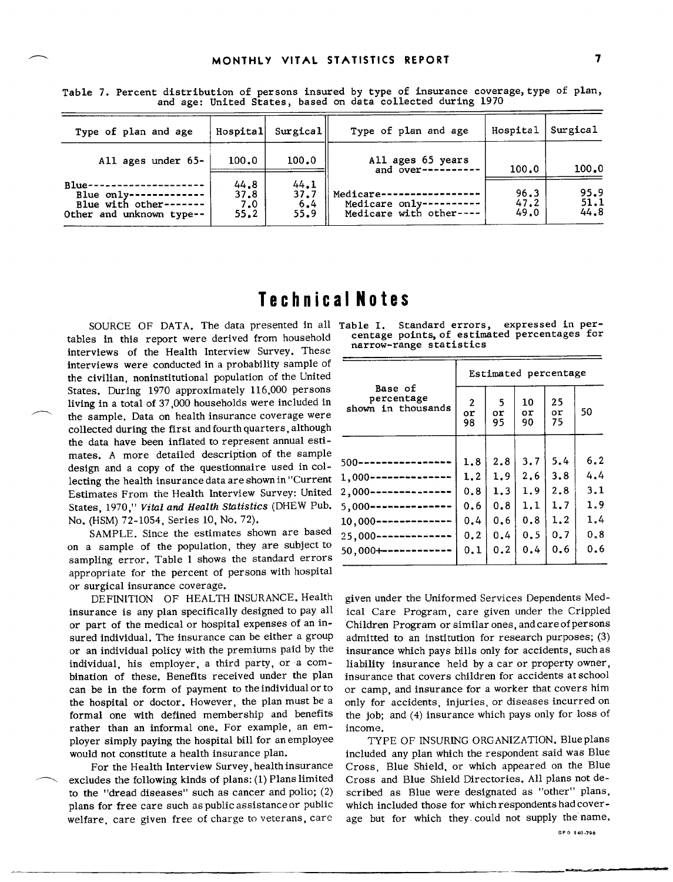Table 7. Percent distribution of persons insured by type of insurance coverage, type of plan, and age: United States, based on data collected during 1970

| Type of plan and age | Hospital | Surgical | Type of plan and age | Hospital | Surgical |
|---|---|---|---|---|---|
| All ages under 65- | 100.0 | 100.0 | All ages 65 years and over---------- | 100.0 | 100.0 |
| Blue-------------------- | 44.8 | 44.1 | | | |
| Blue only------------ | 37.8 | 37.7 | Medicare----------------- | 96.3 | 95.9 |
| Blue with other------- | 7.0 | 6.4 | Medicare only---------- | 47.2 | 51.1 |
| Other and unknown type-- | 55.2 | 55.9 | Medicare with other---- | 49.0 | 44.8 |

# Technical Notes

SOURCE OF DATA. The data presented in all tables in this report were derived from household interviews of the Health Interview Survey. These interviews were conducted in a probability sample of the civilian, noninstitutional population of the United States. During 1970 approximately 116,000 persons living in a total of 37,000 households were included in the sample. Data on health insurance coverage were collected during the first and fourth quarters, although the data have been inflated to represent annual estimates. A more detailed description of the sample design and a copy of the questionnaire used in collecting the health insurance data are shown in "Current Estimates From the Health Interview Survey: United States, 1970," *Vital and Health Statistics* (DHEW Pub. No. (HSM) 72-1054, Series 10, No. 72).

SAMPLE. Since the estimates shown are based on a sample of the population, they are subject to sampling error. Table I shows the standard errors appropriate for the percent of persons with hospital or surgical insurance coverage.

Table I. Standard errors, expressed in percentage points, of estimated percentages for narrow-range statistics

| Base of percentage shown in thousands | Estimated percentage | | | | |
|---|---|---|---|---|---|
| | 2 or 98 | 5 or 95 | 10 or 90 | 25 or 75 | 50 |
| 500---------------- | 1.8 | 2.8 | 3.7 | 5.4 | 6.2 |
| 1,000-------------- | 1.2 | 1.9 | 2.6 | 3.8 | 4.4 |
| 2,000-------------- | 0.8 | 1.3 | 1.9 | 2.8 | 3.1 |
| 5,000-------------- | 0.6 | 0.8 | 1.1 | 1.7 | 1.9 |
| 10,000------------- | 0.4 | 0.6 | 0.8 | 1.2 | 1.4 |
| 25,000------------- | 0.2 | 0.4 | 0.5 | 0.7 | 0.8 |
| 50,000+------------ | 0.1 | 0.2 | 0.4 | 0.6 | 0.6 |

DEFINITION OF HEALTH INSURANCE. Health insurance is any plan specifically designed to pay all or part of the medical or hospital expenses of an insured individual. The insurance can be either a group or an individual policy with the premiums paid by the individual, his employer, a third party, or a combination of these. Benefits received under the plan can be in the form of payment to the individual or to the hospital or doctor. However, the plan must be a formal one with defined membership and benefits rather than an informal one. For example, an employer simply paying the hospital bill for an employee would not constitute a health insurance plan.

For the Health Interview Survey, health insurance excludes the following kinds of plans: (1) Plans limited to the "dread diseases" such as cancer and polio; (2) plans for free care such as public assistance or public welfare, care given free of charge to veterans, care given under the Uniformed Services Dependents Medical Care Program, care given under the Crippled Children Program or similar ones, and care of persons admitted to an institution for research purposes; (3) insurance which pays bills only for accidents, such as liability insurance held by a car or property owner, insurance that covers children for accidents at school or camp, and insurance for a worker that covers him only for accidents, injuries, or diseases incurred on the job; and (4) insurance which pays only for loss of income.

TYPE OF INSURING ORGANIZATION. Blue plans included any plan which the respondent said was Blue Cross, Blue Shield, or which appeared on the Blue Cross and Blue Shield Directories. All plans not described as Blue were designated as "other" plans, which included those for which respondents had coverage but for which they could not supply the name.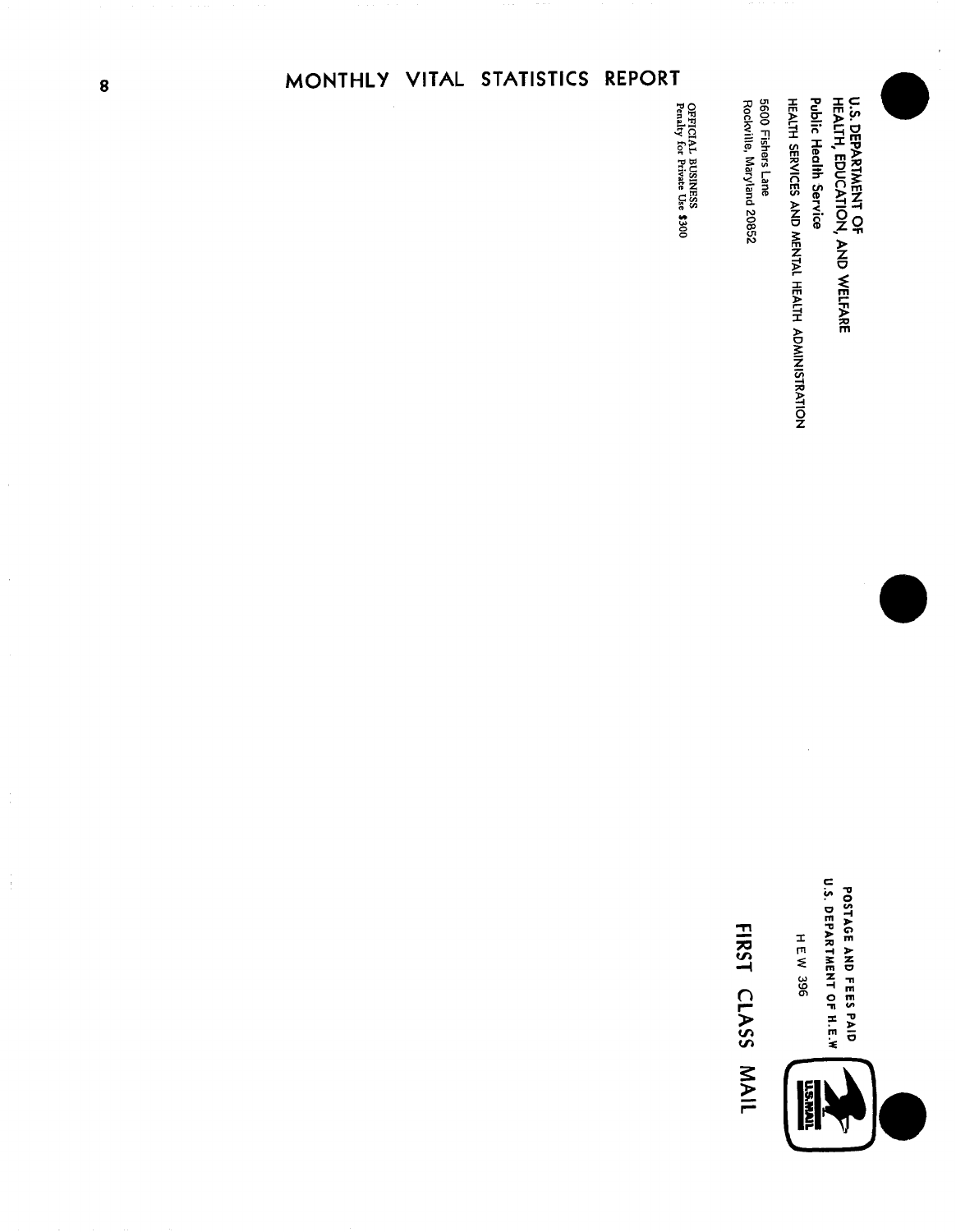U.S. DEPARTMENT OF
HEALTH, EDUCATION, AND WELFARE
Public Health Service
HEALTH SERVICES AND MENTAL HEALTH ADMINISTRATION
5600 Fishers Lane
Rockville, Maryland 20852

OFFICIAL BUSINESS
Penalty for Private Use $300

POSTAGE AND FEES PAID
U.S. DEPARTMENT OF H.E.W
HEW 396

U.S.MAIL

FIRST CLASS MAIL